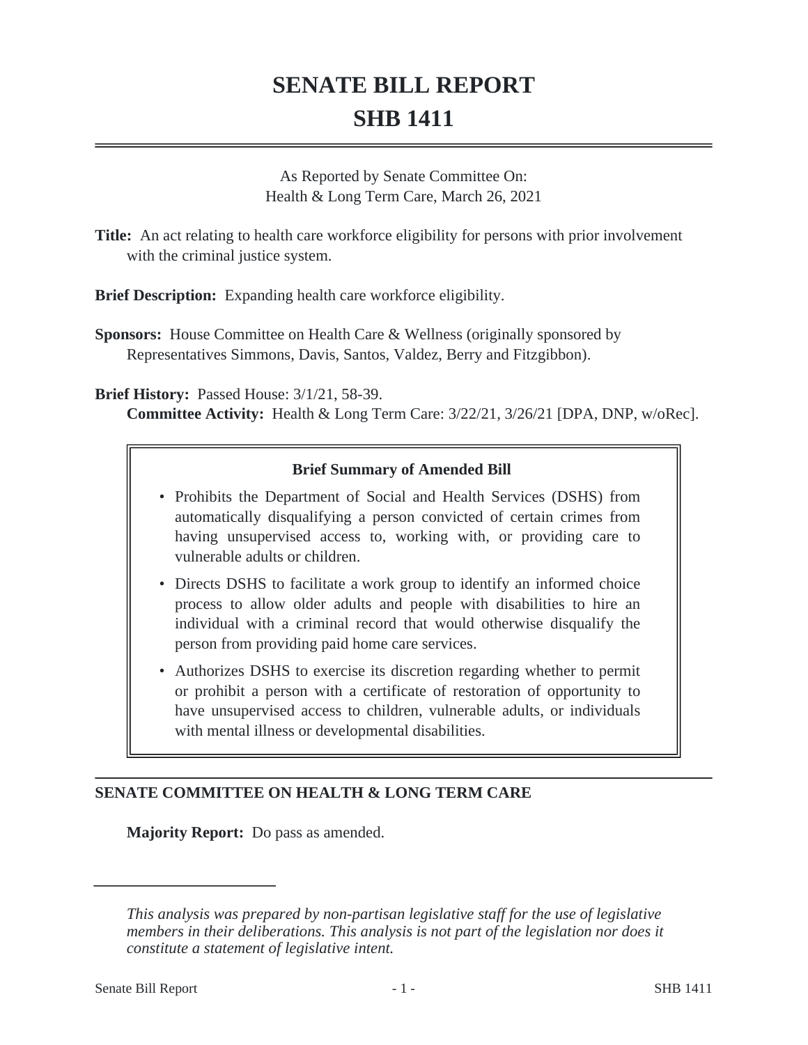# SENATE BILL REPORT
# SHB 1411

As Reported by Senate Committee On:
Health & Long Term Care, March 26, 2021

**Title:** An act relating to health care workforce eligibility for persons with prior involvement with the criminal justice system.

**Brief Description:** Expanding health care workforce eligibility.

**Sponsors:** House Committee on Health Care & Wellness (originally sponsored by Representatives Simmons, Davis, Santos, Valdez, Berry and Fitzgibbon).

**Brief History:** Passed House: 3/1/21, 58-39.
**Committee Activity:** Health & Long Term Care: 3/22/21, 3/26/21 [DPA, DNP, w/oRec].

**Brief Summary of Amended Bill**

- Prohibits the Department of Social and Health Services (DSHS) from automatically disqualifying a person convicted of certain crimes from having unsupervised access to, working with, or providing care to vulnerable adults or children.
- Directs DSHS to facilitate a work group to identify an informed choice process to allow older adults and people with disabilities to hire an individual with a criminal record that would otherwise disqualify the person from providing paid home care services.
- Authorizes DSHS to exercise its discretion regarding whether to permit or prohibit a person with a certificate of restoration of opportunity to have unsupervised access to children, vulnerable adults, or individuals with mental illness or developmental disabilities.

## SENATE COMMITTEE ON HEALTH & LONG TERM CARE

**Majority Report:** Do pass as amended.

---

*This analysis was prepared by non-partisan legislative staff for the use of legislative members in their deliberations. This analysis is not part of the legislation nor does it constitute a statement of legislative intent.*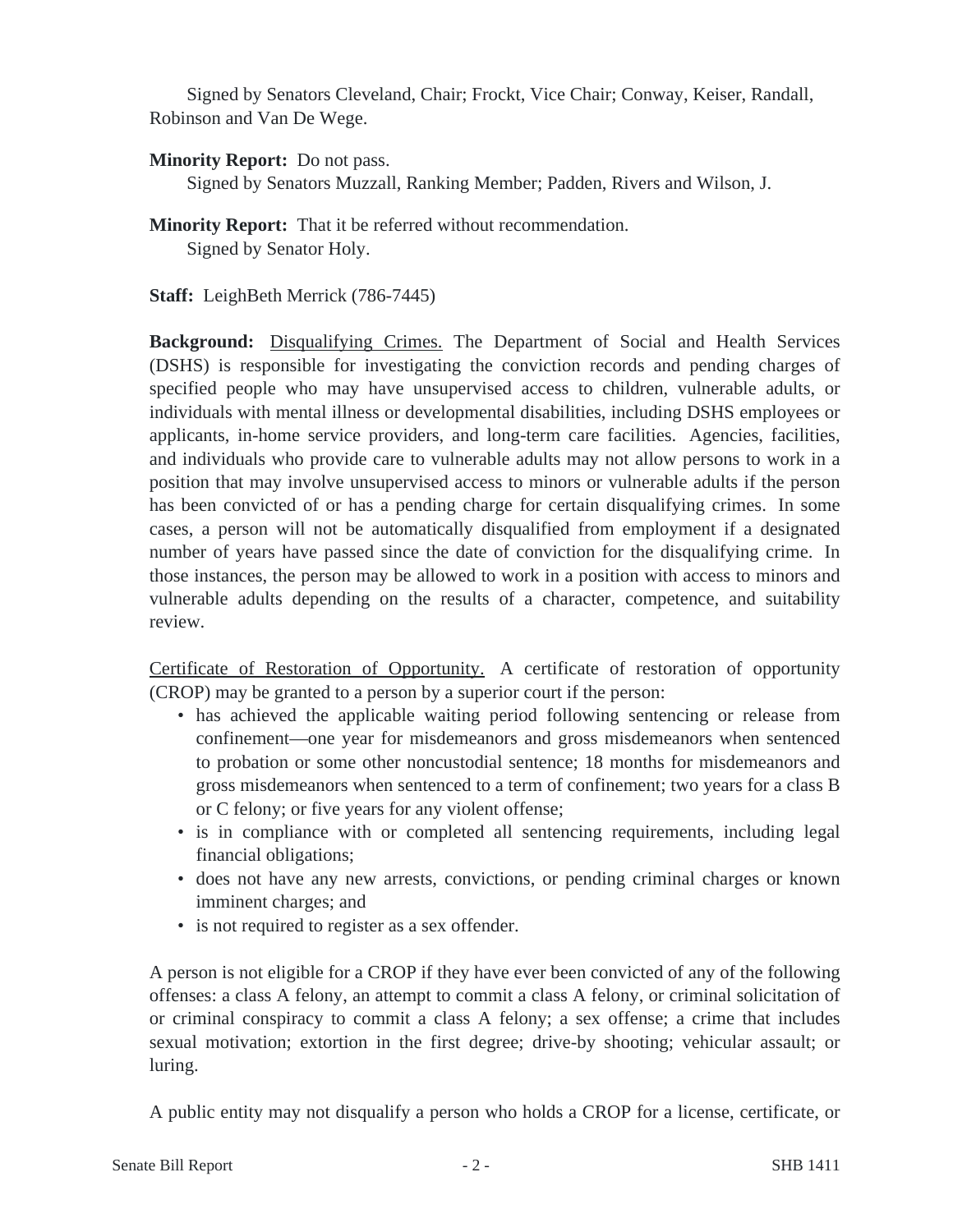Signed by Senators Cleveland, Chair; Frockt, Vice Chair; Conway, Keiser, Randall, Robinson and Van De Wege.

**Minority Report:** Do not pass.
Signed by Senators Muzzall, Ranking Member; Padden, Rivers and Wilson, J.

**Minority Report:** That it be referred without recommendation.
Signed by Senator Holy.

**Staff:** LeighBeth Merrick (786-7445)

**Background:** Disqualifying Crimes. The Department of Social and Health Services (DSHS) is responsible for investigating the conviction records and pending charges of specified people who may have unsupervised access to children, vulnerable adults, or individuals with mental illness or developmental disabilities, including DSHS employees or applicants, in-home service providers, and long-term care facilities. Agencies, facilities, and individuals who provide care to vulnerable adults may not allow persons to work in a position that may involve unsupervised access to minors or vulnerable adults if the person has been convicted of or has a pending charge for certain disqualifying crimes. In some cases, a person will not be automatically disqualified from employment if a designated number of years have passed since the date of conviction for the disqualifying crime. In those instances, the person may be allowed to work in a position with access to minors and vulnerable adults depending on the results of a character, competence, and suitability review.

Certificate of Restoration of Opportunity. A certificate of restoration of opportunity (CROP) may be granted to a person by a superior court if the person:

- has achieved the applicable waiting period following sentencing or release from confinement—one year for misdemeanors and gross misdemeanors when sentenced to probation or some other noncustodial sentence; 18 months for misdemeanors and gross misdemeanors when sentenced to a term of confinement; two years for a class B or C felony; or five years for any violent offense;
- is in compliance with or completed all sentencing requirements, including legal financial obligations;
- does not have any new arrests, convictions, or pending criminal charges or known imminent charges; and
- is not required to register as a sex offender.

A person is not eligible for a CROP if they have ever been convicted of any of the following offenses: a class A felony, an attempt to commit a class A felony, or criminal solicitation of or criminal conspiracy to commit a class A felony; a sex offense; a crime that includes sexual motivation; extortion in the first degree; drive-by shooting; vehicular assault; or luring.

A public entity may not disqualify a person who holds a CROP for a license, certificate, or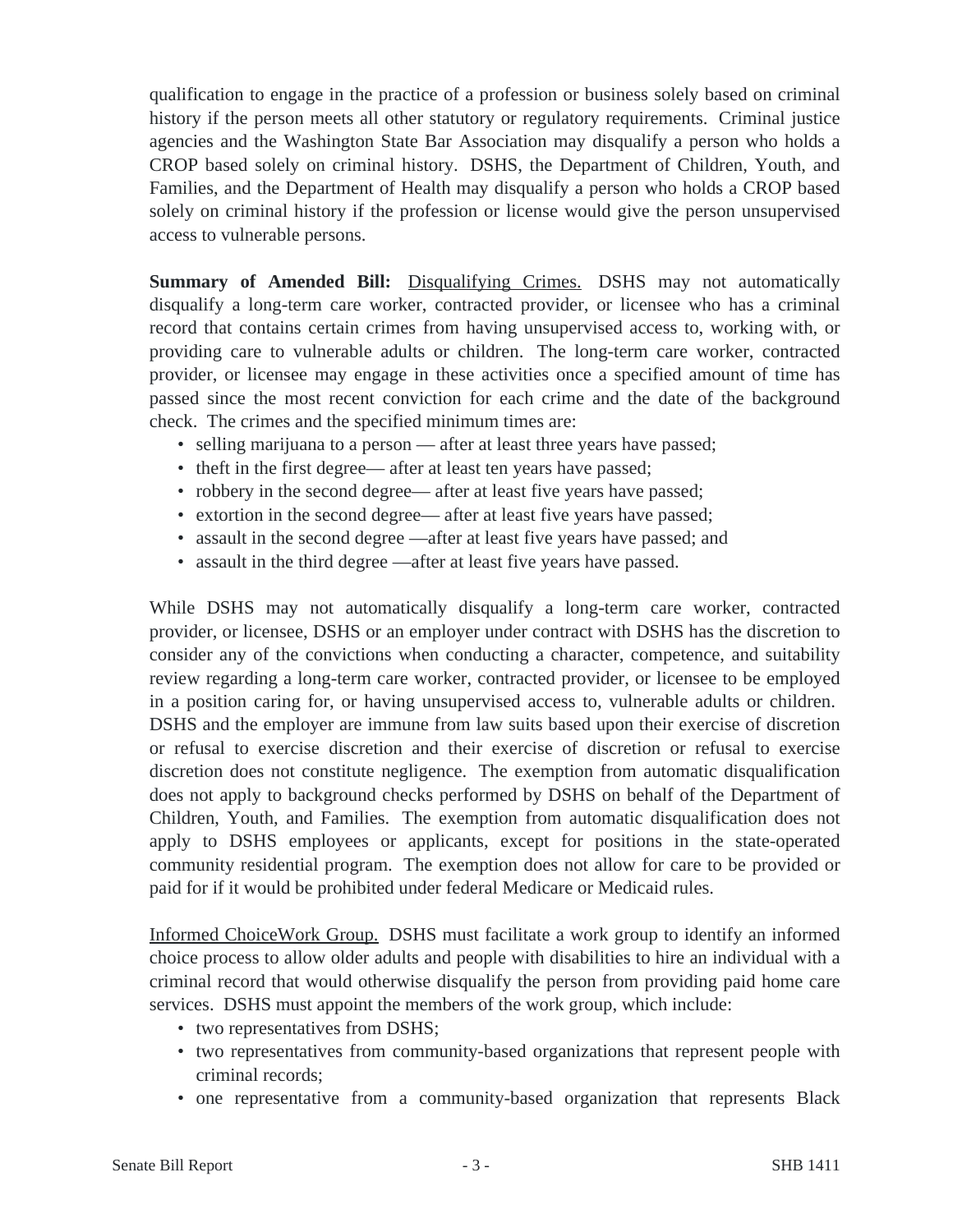qualification to engage in the practice of a profession or business solely based on criminal history if the person meets all other statutory or regulatory requirements. Criminal justice agencies and the Washington State Bar Association may disqualify a person who holds a CROP based solely on criminal history. DSHS, the Department of Children, Youth, and Families, and the Department of Health may disqualify a person who holds a CROP based solely on criminal history if the profession or license would give the person unsupervised access to vulnerable persons.

**Summary of Amended Bill:** Disqualifying Crimes. DSHS may not automatically disqualify a long-term care worker, contracted provider, or licensee who has a criminal record that contains certain crimes from having unsupervised access to, working with, or providing care to vulnerable adults or children. The long-term care worker, contracted provider, or licensee may engage in these activities once a specified amount of time has passed since the most recent conviction for each crime and the date of the background check. The crimes and the specified minimum times are:

- selling marijuana to a person — after at least three years have passed;
- theft in the first degree— after at least ten years have passed;
- robbery in the second degree— after at least five years have passed;
- extortion in the second degree— after at least five years have passed;
- assault in the second degree —after at least five years have passed; and
- assault in the third degree —after at least five years have passed.

While DSHS may not automatically disqualify a long-term care worker, contracted provider, or licensee, DSHS or an employer under contract with DSHS has the discretion to consider any of the convictions when conducting a character, competence, and suitability review regarding a long-term care worker, contracted provider, or licensee to be employed in a position caring for, or having unsupervised access to, vulnerable adults or children. DSHS and the employer are immune from law suits based upon their exercise of discretion or refusal to exercise discretion and their exercise of discretion or refusal to exercise discretion does not constitute negligence. The exemption from automatic disqualification does not apply to background checks performed by DSHS on behalf of the Department of Children, Youth, and Families. The exemption from automatic disqualification does not apply to DSHS employees or applicants, except for positions in the state-operated community residential program. The exemption does not allow for care to be provided or paid for if it would be prohibited under federal Medicare or Medicaid rules.

Informed ChoiceWork Group. DSHS must facilitate a work group to identify an informed choice process to allow older adults and people with disabilities to hire an individual with a criminal record that would otherwise disqualify the person from providing paid home care services. DSHS must appoint the members of the work group, which include:

- two representatives from DSHS;
- two representatives from community-based organizations that represent people with criminal records;
- one representative from a community-based organization that represents Black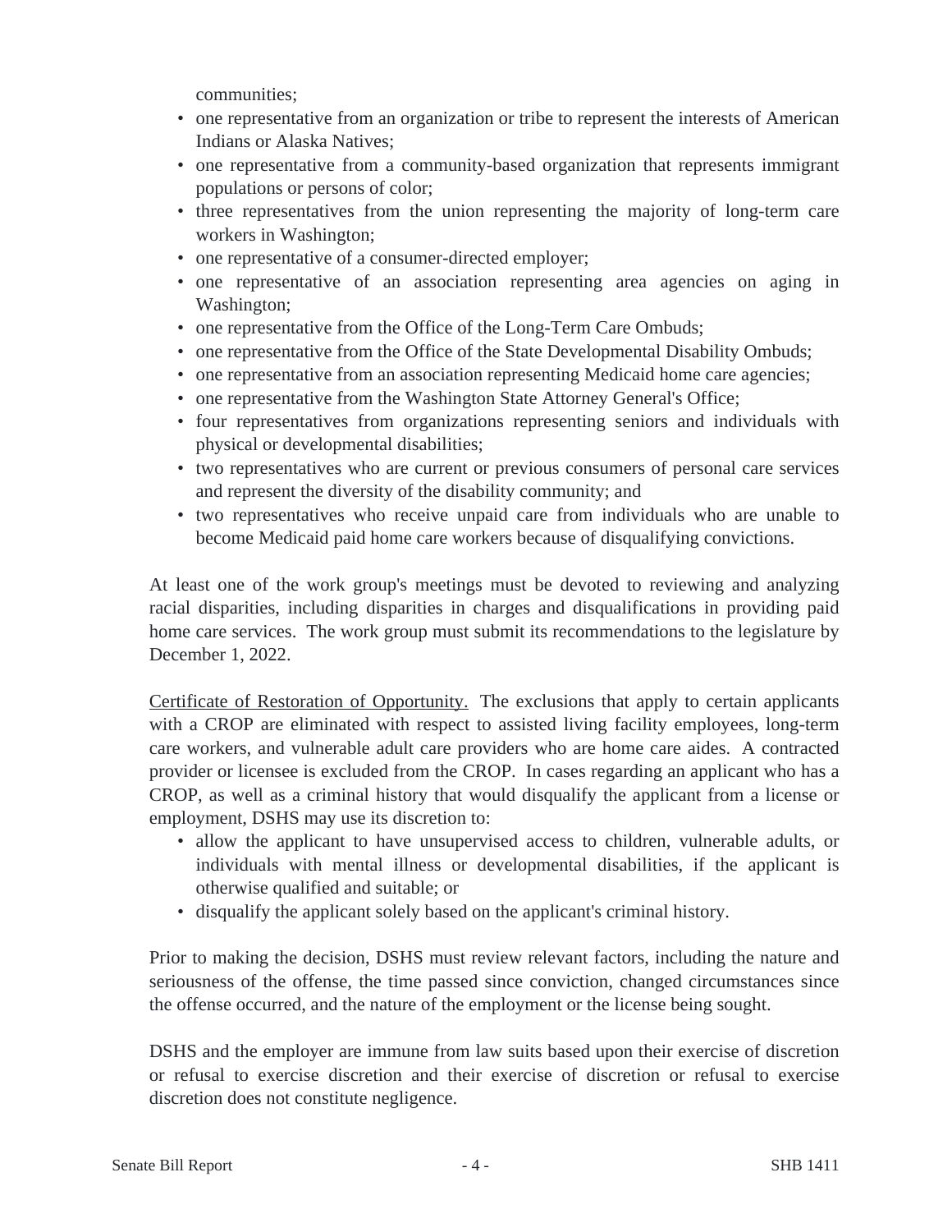communities;

- one representative from an organization or tribe to represent the interests of American Indians or Alaska Natives;
- one representative from a community-based organization that represents immigrant populations or persons of color;
- three representatives from the union representing the majority of long-term care workers in Washington;
- one representative of a consumer-directed employer;
- one representative of an association representing area agencies on aging in Washington;
- one representative from the Office of the Long-Term Care Ombuds;
- one representative from the Office of the State Developmental Disability Ombuds;
- one representative from an association representing Medicaid home care agencies;
- one representative from the Washington State Attorney General's Office;
- four representatives from organizations representing seniors and individuals with physical or developmental disabilities;
- two representatives who are current or previous consumers of personal care services and represent the diversity of the disability community; and
- two representatives who receive unpaid care from individuals who are unable to become Medicaid paid home care workers because of disqualifying convictions.

At least one of the work group's meetings must be devoted to reviewing and analyzing racial disparities, including disparities in charges and disqualifications in providing paid home care services. The work group must submit its recommendations to the legislature by December 1, 2022.

<u>Certificate of Restoration of Opportunity.</u> The exclusions that apply to certain applicants with a CROP are eliminated with respect to assisted living facility employees, long-term care workers, and vulnerable adult care providers who are home care aides. A contracted provider or licensee is excluded from the CROP. In cases regarding an applicant who has a CROP, as well as a criminal history that would disqualify the applicant from a license or employment, DSHS may use its discretion to:

- allow the applicant to have unsupervised access to children, vulnerable adults, or individuals with mental illness or developmental disabilities, if the applicant is otherwise qualified and suitable; or
- disqualify the applicant solely based on the applicant's criminal history.

Prior to making the decision, DSHS must review relevant factors, including the nature and seriousness of the offense, the time passed since conviction, changed circumstances since the offense occurred, and the nature of the employment or the license being sought.

DSHS and the employer are immune from law suits based upon their exercise of discretion or refusal to exercise discretion and their exercise of discretion or refusal to exercise discretion does not constitute negligence.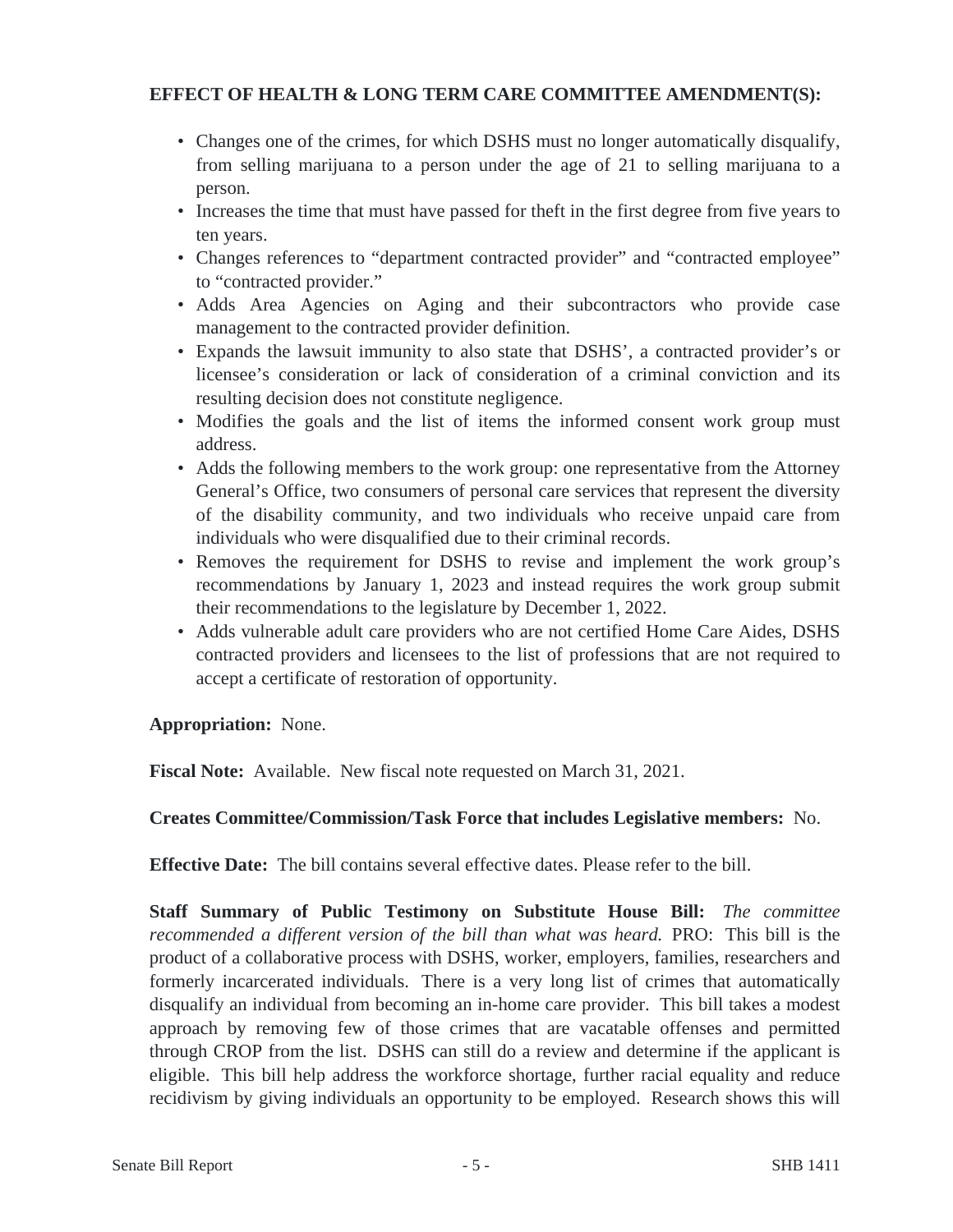**EFFECT OF HEALTH & LONG TERM CARE COMMITTEE AMENDMENT(S):**

- Changes one of the crimes, for which DSHS must no longer automatically disqualify, from selling marijuana to a person under the age of 21 to selling marijuana to a person.
- Increases the time that must have passed for theft in the first degree from five years to ten years.
- Changes references to "department contracted provider" and "contracted employee" to "contracted provider."
- Adds Area Agencies on Aging and their subcontractors who provide case management to the contracted provider definition.
- Expands the lawsuit immunity to also state that DSHS', a contracted provider's or licensee's consideration or lack of consideration of a criminal conviction and its resulting decision does not constitute negligence.
- Modifies the goals and the list of items the informed consent work group must address.
- Adds the following members to the work group: one representative from the Attorney General's Office, two consumers of personal care services that represent the diversity of the disability community, and two individuals who receive unpaid care from individuals who were disqualified due to their criminal records.
- Removes the requirement for DSHS to revise and implement the work group's recommendations by January 1, 2023 and instead requires the work group submit their recommendations to the legislature by December 1, 2022.
- Adds vulnerable adult care providers who are not certified Home Care Aides, DSHS contracted providers and licensees to the list of professions that are not required to accept a certificate of restoration of opportunity.

**Appropriation:** None.

**Fiscal Note:** Available. New fiscal note requested on March 31, 2021.

**Creates Committee/Commission/Task Force that includes Legislative members:** No.

**Effective Date:** The bill contains several effective dates. Please refer to the bill.

**Staff Summary of Public Testimony on Substitute House Bill:** *The committee recommended a different version of the bill than what was heard.* PRO: This bill is the product of a collaborative process with DSHS, worker, employers, families, researchers and formerly incarcerated individuals. There is a very long list of crimes that automatically disqualify an individual from becoming an in-home care provider. This bill takes a modest approach by removing few of those crimes that are vacatable offenses and permitted through CROP from the list. DSHS can still do a review and determine if the applicant is eligible. This bill help address the workforce shortage, further racial equality and reduce recidivism by giving individuals an opportunity to be employed. Research shows this will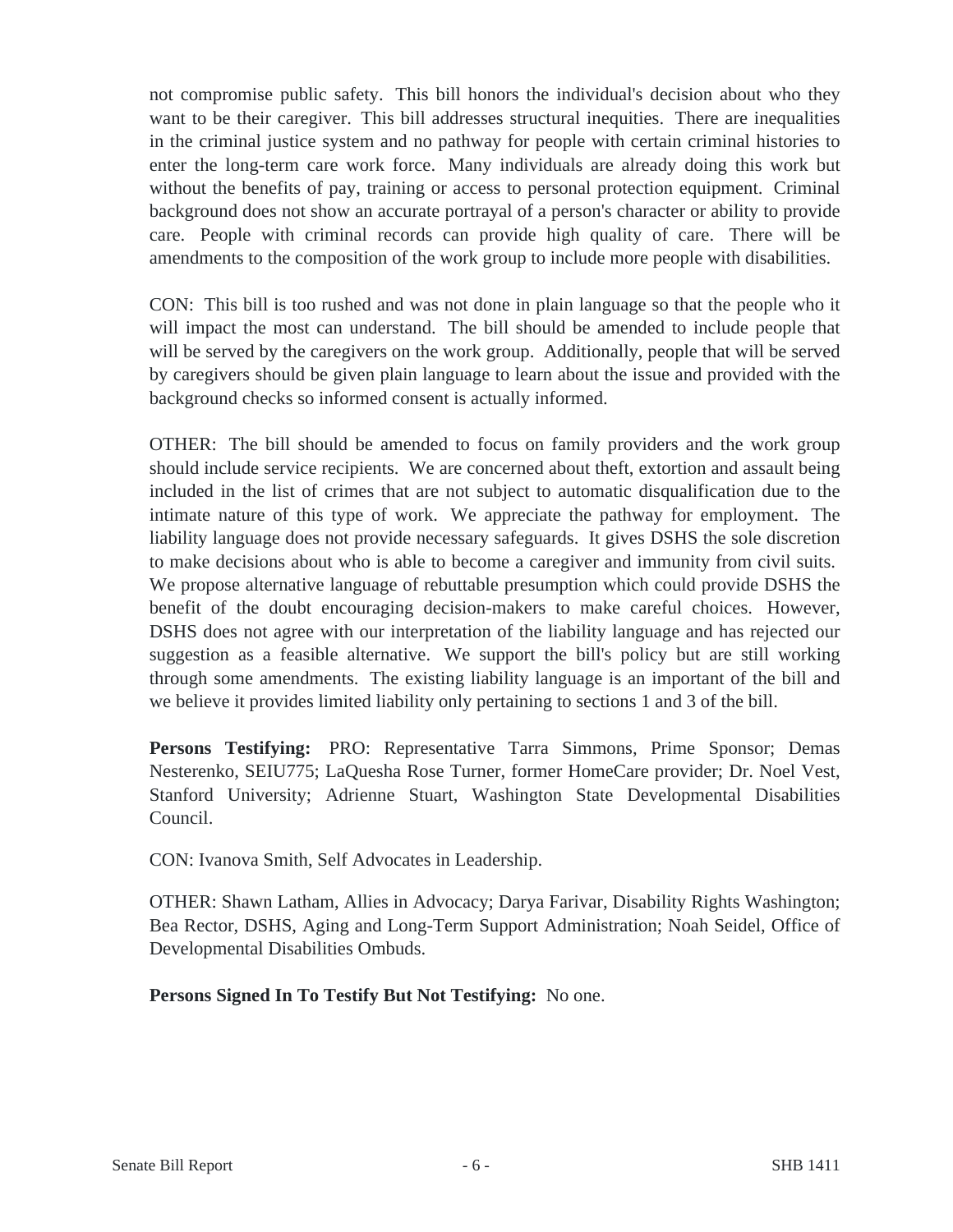not compromise public safety. This bill honors the individual's decision about who they want to be their caregiver. This bill addresses structural inequities. There are inequalities in the criminal justice system and no pathway for people with certain criminal histories to enter the long-term care work force. Many individuals are already doing this work but without the benefits of pay, training or access to personal protection equipment. Criminal background does not show an accurate portrayal of a person's character or ability to provide care. People with criminal records can provide high quality of care. There will be amendments to the composition of the work group to include more people with disabilities.

CON: This bill is too rushed and was not done in plain language so that the people who it will impact the most can understand. The bill should be amended to include people that will be served by the caregivers on the work group. Additionally, people that will be served by caregivers should be given plain language to learn about the issue and provided with the background checks so informed consent is actually informed.

OTHER: The bill should be amended to focus on family providers and the work group should include service recipients. We are concerned about theft, extortion and assault being included in the list of crimes that are not subject to automatic disqualification due to the intimate nature of this type of work. We appreciate the pathway for employment. The liability language does not provide necessary safeguards. It gives DSHS the sole discretion to make decisions about who is able to become a caregiver and immunity from civil suits. We propose alternative language of rebuttable presumption which could provide DSHS the benefit of the doubt encouraging decision-makers to make careful choices. However, DSHS does not agree with our interpretation of the liability language and has rejected our suggestion as a feasible alternative. We support the bill's policy but are still working through some amendments. The existing liability language is an important of the bill and we believe it provides limited liability only pertaining to sections 1 and 3 of the bill.

**Persons Testifying:** PRO: Representative Tarra Simmons, Prime Sponsor; Demas Nesterenko, SEIU775; LaQuesha Rose Turner, former HomeCare provider; Dr. Noel Vest, Stanford University; Adrienne Stuart, Washington State Developmental Disabilities Council.

CON: Ivanova Smith, Self Advocates in Leadership.

OTHER: Shawn Latham, Allies in Advocacy; Darya Farivar, Disability Rights Washington; Bea Rector, DSHS, Aging and Long-Term Support Administration; Noah Seidel, Office of Developmental Disabilities Ombuds.

**Persons Signed In To Testify But Not Testifying:** No one.